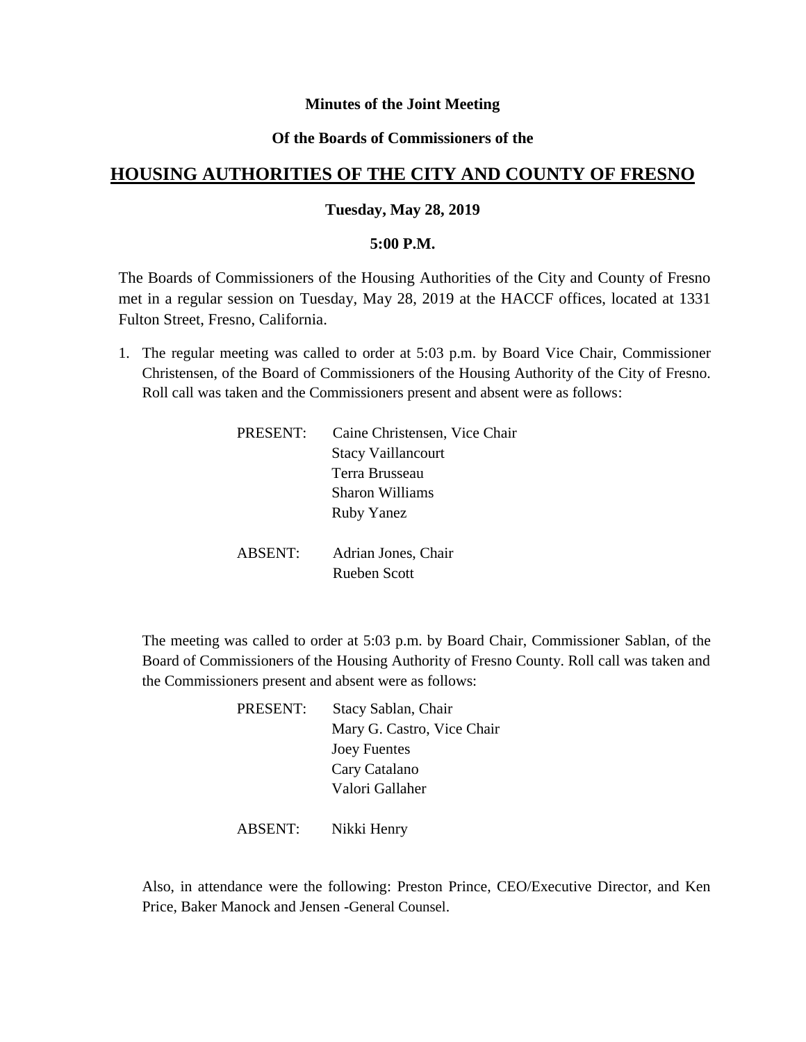**Minutes of the Joint Meeting**

**Of the Boards of Commissioners of the**

# HOUSING AUTHORITIES OF THE CITY AND COUNTY OF FRESNO

**Tuesday, May 28, 2019**

**5:00 P.M.**

The Boards of Commissioners of the Housing Authorities of the City and County of Fresno met in a regular session on Tuesday, May 28, 2019 at the HACCF offices, located at 1331 Fulton Street, Fresno, California.

1. The regular meeting was called to order at 5:03 p.m. by Board Vice Chair, Commissioner Christensen, of the Board of Commissioners of the Housing Authority of the City of Fresno. Roll call was taken and the Commissioners present and absent were as follows:

   PRESENT: Caine Christensen, Vice Chair
   Stacy Vaillancourt
   Terra Brusseau
   Sharon Williams
   Ruby Yanez

   ABSENT: Adrian Jones, Chair
   Rueben Scott

   The meeting was called to order at 5:03 p.m. by Board Chair, Commissioner Sablan, of the Board of Commissioners of the Housing Authority of Fresno County. Roll call was taken and the Commissioners present and absent were as follows:

   PRESENT: Stacy Sablan, Chair
   Mary G. Castro, Vice Chair
   Joey Fuentes
   Cary Catalano
   Valori Gallaher

   ABSENT: Nikki Henry

   Also, in attendance were the following: Preston Prince, CEO/Executive Director, and Ken Price, Baker Manock and Jensen -General Counsel.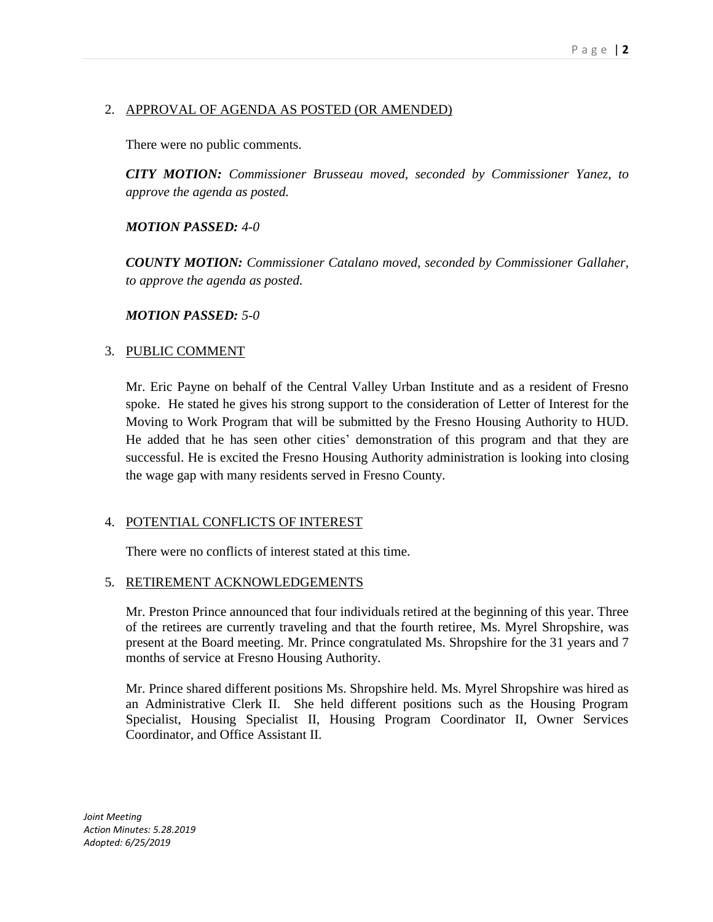2. APPROVAL OF AGENDA AS POSTED (OR AMENDED)

There were no public comments.

***CITY MOTION:*** *Commissioner Brusseau moved, seconded by Commissioner Yanez, to approve the agenda as posted.*

***MOTION PASSED:*** *4-0*

***COUNTY MOTION:*** *Commissioner Catalano moved, seconded by Commissioner Gallaher, to approve the agenda as posted.*

***MOTION PASSED:*** *5-0*

3. PUBLIC COMMENT

Mr. Eric Payne on behalf of the Central Valley Urban Institute and as a resident of Fresno spoke. He stated he gives his strong support to the consideration of Letter of Interest for the Moving to Work Program that will be submitted by the Fresno Housing Authority to HUD. He added that he has seen other cities' demonstration of this program and that they are successful. He is excited the Fresno Housing Authority administration is looking into closing the wage gap with many residents served in Fresno County.

4. POTENTIAL CONFLICTS OF INTEREST

There were no conflicts of interest stated at this time.

5. RETIREMENT ACKNOWLEDGEMENTS

Mr. Preston Prince announced that four individuals retired at the beginning of this year. Three of the retirees are currently traveling and that the fourth retiree, Ms. Myrel Shropshire, was present at the Board meeting. Mr. Prince congratulated Ms. Shropshire for the 31 years and 7 months of service at Fresno Housing Authority.

Mr. Prince shared different positions Ms. Shropshire held. Ms. Myrel Shropshire was hired as an Administrative Clerk II. She held different positions such as the Housing Program Specialist, Housing Specialist II, Housing Program Coordinator II, Owner Services Coordinator, and Office Assistant II.

*Joint Meeting*
*Action Minutes: 5.28.2019*
*Adopted: 6/25/2019*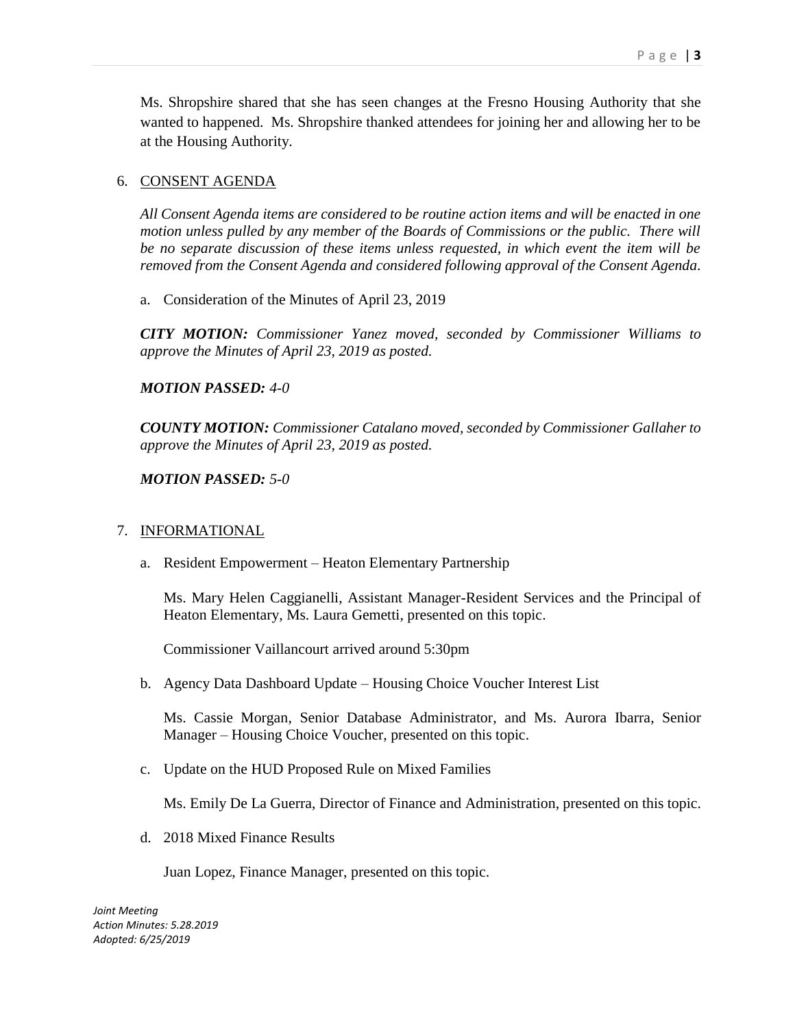Ms. Shropshire shared that she has seen changes at the Fresno Housing Authority that she wanted to happened. Ms. Shropshire thanked attendees for joining her and allowing her to be at the Housing Authority.

6. CONSENT AGENDA

*All Consent Agenda items are considered to be routine action items and will be enacted in one motion unless pulled by any member of the Boards of Commissions or the public. There will be no separate discussion of these items unless requested, in which event the item will be removed from the Consent Agenda and considered following approval of the Consent Agenda.*

a. Consideration of the Minutes of April 23, 2019

***CITY MOTION:*** *Commissioner Yanez moved, seconded by Commissioner Williams to approve the Minutes of April 23, 2019 as posted.*

***MOTION PASSED:*** *4-0*

***COUNTY MOTION:*** *Commissioner Catalano moved, seconded by Commissioner Gallaher to approve the Minutes of April 23, 2019 as posted.*

***MOTION PASSED:*** *5-0*

7. INFORMATIONAL

a. Resident Empowerment – Heaton Elementary Partnership

Ms. Mary Helen Caggianelli, Assistant Manager-Resident Services and the Principal of Heaton Elementary, Ms. Laura Gemetti, presented on this topic.

Commissioner Vaillancourt arrived around 5:30pm

b. Agency Data Dashboard Update – Housing Choice Voucher Interest List

Ms. Cassie Morgan, Senior Database Administrator, and Ms. Aurora Ibarra, Senior Manager – Housing Choice Voucher, presented on this topic.

c. Update on the HUD Proposed Rule on Mixed Families

Ms. Emily De La Guerra, Director of Finance and Administration, presented on this topic.

d. 2018 Mixed Finance Results

Juan Lopez, Finance Manager, presented on this topic.

*Joint Meeting*
*Action Minutes: 5.28.2019*
*Adopted: 6/25/2019*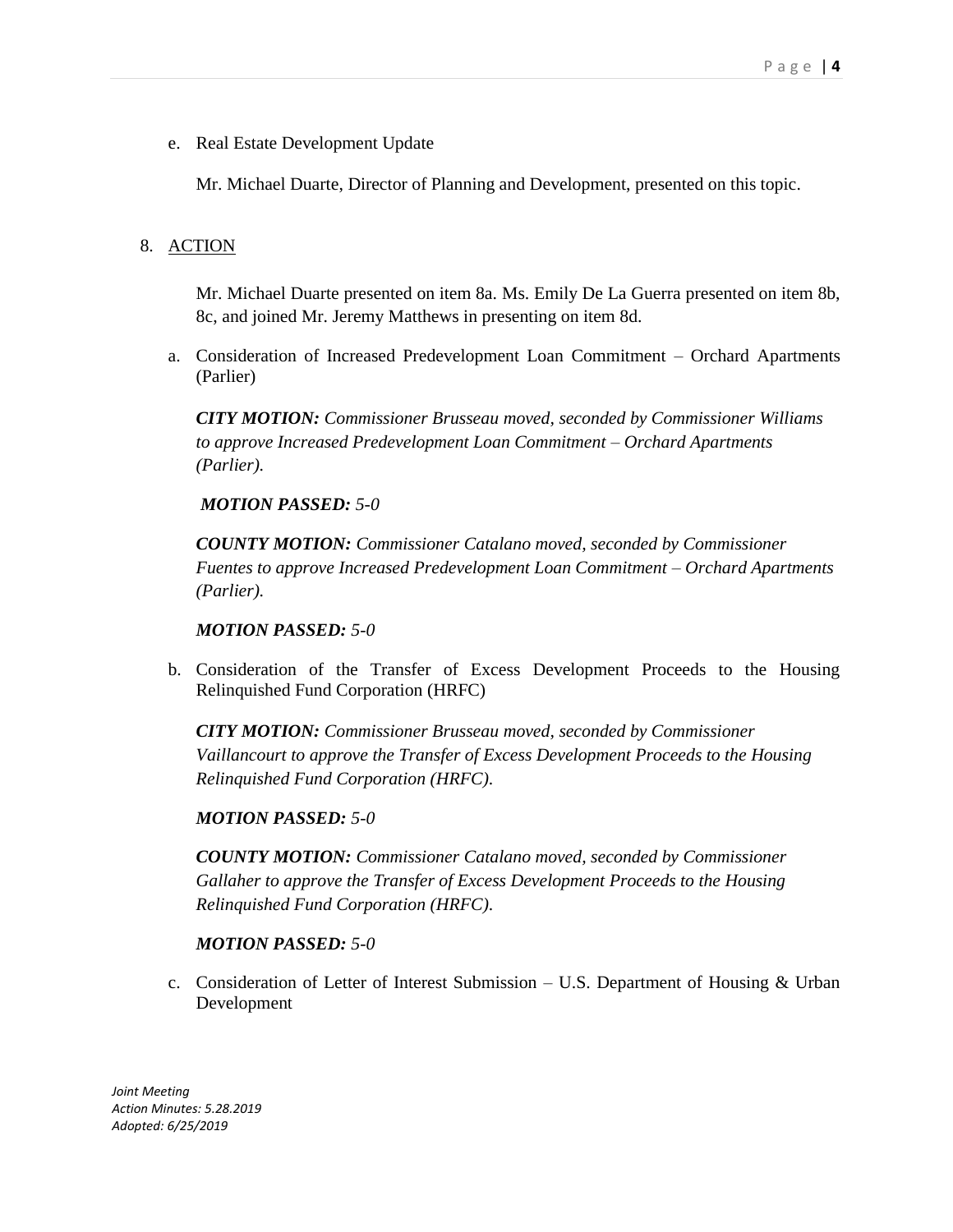e. Real Estate Development Update

   Mr. Michael Duarte, Director of Planning and Development, presented on this topic.

8. ACTION

   Mr. Michael Duarte presented on item 8a. Ms. Emily De La Guerra presented on item 8b, 8c, and joined Mr. Jeremy Matthews in presenting on item 8d.

   a. Consideration of Increased Predevelopment Loan Commitment – Orchard Apartments (Parlier)

      ***CITY MOTION:*** *Commissioner Brusseau moved, seconded by Commissioner Williams to approve Increased Predevelopment Loan Commitment – Orchard Apartments (Parlier).*

      ***MOTION PASSED:*** *5-0*

      ***COUNTY MOTION:*** *Commissioner Catalano moved, seconded by Commissioner Fuentes to approve Increased Predevelopment Loan Commitment – Orchard Apartments (Parlier).*

      ***MOTION PASSED:*** *5-0*

   b. Consideration of the Transfer of Excess Development Proceeds to the Housing Relinquished Fund Corporation (HRFC)

      ***CITY MOTION:*** *Commissioner Brusseau moved, seconded by Commissioner Vaillancourt to approve the Transfer of Excess Development Proceeds to the Housing Relinquished Fund Corporation (HRFC).*

      ***MOTION PASSED:*** *5-0*

      ***COUNTY MOTION:*** *Commissioner Catalano moved, seconded by Commissioner Gallaher to approve the Transfer of Excess Development Proceeds to the Housing Relinquished Fund Corporation (HRFC).*

      ***MOTION PASSED:*** *5-0*

   c. Consideration of Letter of Interest Submission – U.S. Department of Housing & Urban Development

*Joint Meeting*
*Action Minutes: 5.28.2019*
*Adopted: 6/25/2019*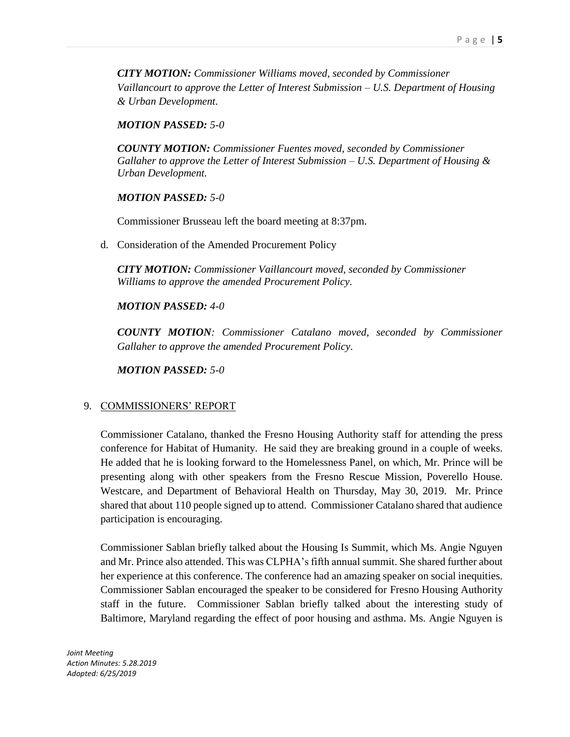***CITY MOTION:*** *Commissioner Williams moved, seconded by Commissioner Vaillancourt to approve the Letter of Interest Submission – U.S. Department of Housing & Urban Development.*

***MOTION PASSED:*** *5-0*

***COUNTY MOTION:*** *Commissioner Fuentes moved, seconded by Commissioner Gallaher to approve the Letter of Interest Submission – U.S. Department of Housing & Urban Development.*

***MOTION PASSED:*** *5-0*

Commissioner Brusseau left the board meeting at 8:37pm.

d. Consideration of the Amended Procurement Policy

***CITY MOTION:*** *Commissioner Vaillancourt moved, seconded by Commissioner Williams to approve the amended Procurement Policy.*

***MOTION PASSED:*** *4-0*

***COUNTY MOTION****: Commissioner Catalano moved, seconded by Commissioner Gallaher to approve the amended Procurement Policy.*

***MOTION PASSED:*** *5-0*

9. COMMISSIONERS' REPORT

Commissioner Catalano, thanked the Fresno Housing Authority staff for attending the press conference for Habitat of Humanity. He said they are breaking ground in a couple of weeks. He added that he is looking forward to the Homelessness Panel, on which, Mr. Prince will be presenting along with other speakers from the Fresno Rescue Mission, Poverello House. Westcare, and Department of Behavioral Health on Thursday, May 30, 2019. Mr. Prince shared that about 110 people signed up to attend. Commissioner Catalano shared that audience participation is encouraging.

Commissioner Sablan briefly talked about the Housing Is Summit, which Ms. Angie Nguyen and Mr. Prince also attended. This was CLPHA's fifth annual summit. She shared further about her experience at this conference. The conference had an amazing speaker on social inequities. Commissioner Sablan encouraged the speaker to be considered for Fresno Housing Authority staff in the future. Commissioner Sablan briefly talked about the interesting study of Baltimore, Maryland regarding the effect of poor housing and asthma. Ms. Angie Nguyen is

*Joint Meeting*
*Action Minutes: 5.28.2019*
*Adopted: 6/25/2019*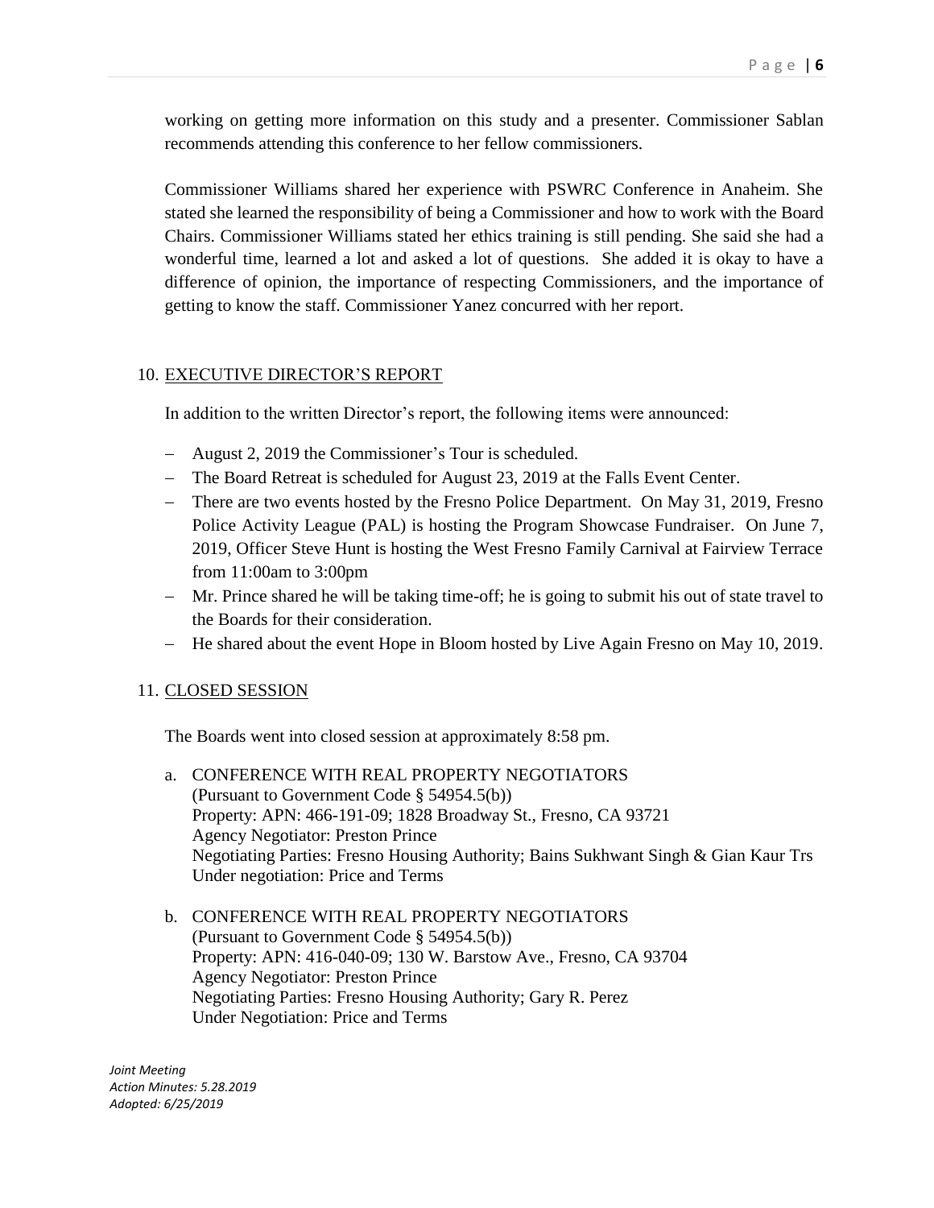working on getting more information on this study and a presenter. Commissioner Sablan recommends attending this conference to her fellow commissioners.

Commissioner Williams shared her experience with PSWRC Conference in Anaheim. She stated she learned the responsibility of being a Commissioner and how to work with the Board Chairs. Commissioner Williams stated her ethics training is still pending. She said she had a wonderful time, learned a lot and asked a lot of questions. She added it is okay to have a difference of opinion, the importance of respecting Commissioners, and the importance of getting to know the staff. Commissioner Yanez concurred with her report.

10. EXECUTIVE DIRECTOR'S REPORT

In addition to the written Director's report, the following items were announced:

- August 2, 2019 the Commissioner's Tour is scheduled.
- The Board Retreat is scheduled for August 23, 2019 at the Falls Event Center.
- There are two events hosted by the Fresno Police Department. On May 31, 2019, Fresno Police Activity League (PAL) is hosting the Program Showcase Fundraiser. On June 7, 2019, Officer Steve Hunt is hosting the West Fresno Family Carnival at Fairview Terrace from 11:00am to 3:00pm
- Mr. Prince shared he will be taking time-off; he is going to submit his out of state travel to the Boards for their consideration.
- He shared about the event Hope in Bloom hosted by Live Again Fresno on May 10, 2019.

11. CLOSED SESSION

The Boards went into closed session at approximately 8:58 pm.

a. CONFERENCE WITH REAL PROPERTY NEGOTIATORS
(Pursuant to Government Code § 54954.5(b))
Property: APN: 466-191-09; 1828 Broadway St., Fresno, CA 93721
Agency Negotiator: Preston Prince
Negotiating Parties: Fresno Housing Authority; Bains Sukhwant Singh & Gian Kaur Trs
Under negotiation: Price and Terms

b. CONFERENCE WITH REAL PROPERTY NEGOTIATORS
(Pursuant to Government Code § 54954.5(b))
Property: APN: 416-040-09; 130 W. Barstow Ave., Fresno, CA 93704
Agency Negotiator: Preston Prince
Negotiating Parties: Fresno Housing Authority; Gary R. Perez
Under Negotiation: Price and Terms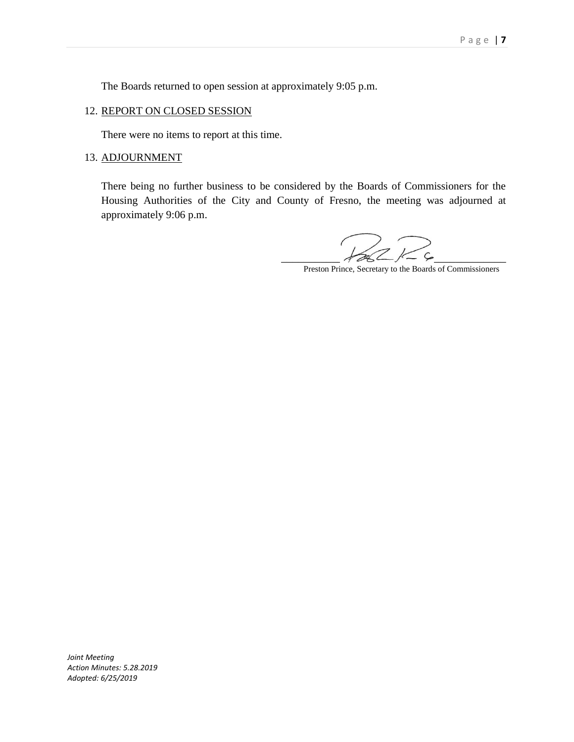The Boards returned to open session at approximately 9:05 p.m.

12. REPORT ON CLOSED SESSION

    There were no items to report at this time.

13. ADJOURNMENT

    There being no further business to be considered by the Boards of Commissioners for the Housing Authorities of the City and County of Fresno, the meeting was adjourned at approximately 9:06 p.m.

\_\_\_\_\_\_\_\_\_\_\_\_\_\_\_\_\_\_\_\_\_\_\_\_\_\_\_\_\_\_\_\_\_\_\_\_\_\_\_\_
Preston Prince, Secretary to the Boards of Commissioners

*Joint Meeting*
*Action Minutes: 5.28.2019*
*Adopted: 6/25/2019*